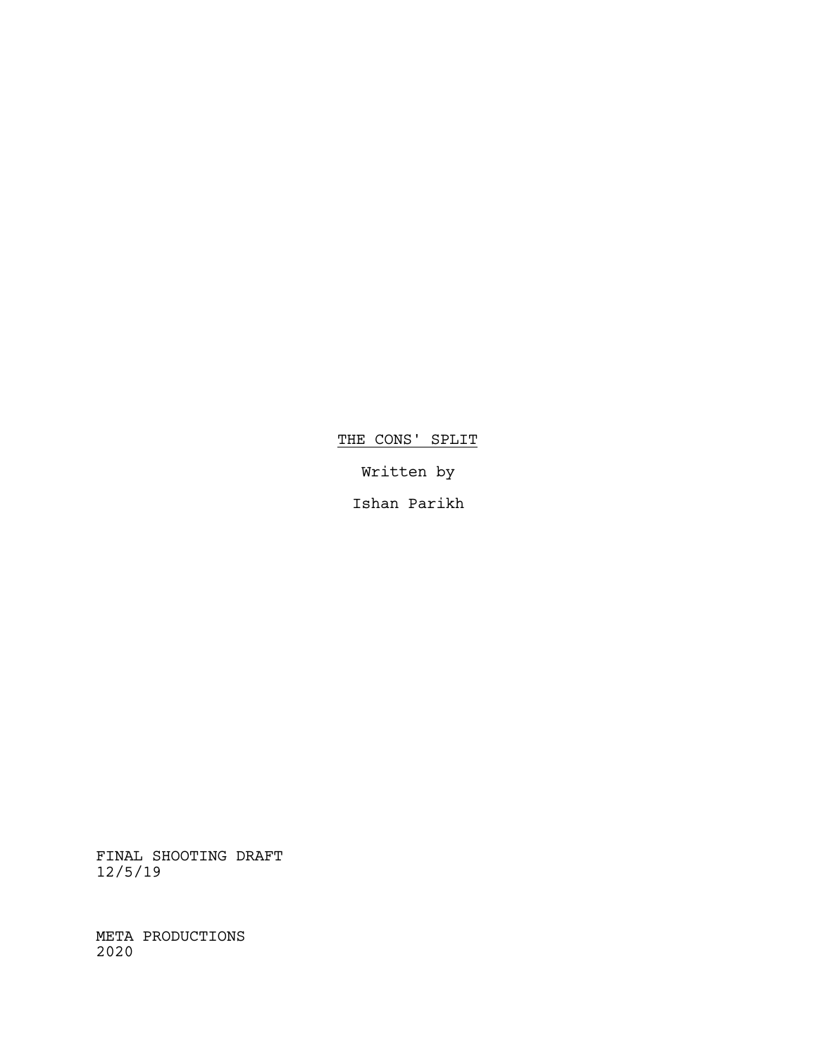<u>THE CONS' SPLIT</u>

Written by

Ishan Parikh

FINAL SHOOTING DRAFT
12/5/19

META PRODUCTIONS
2020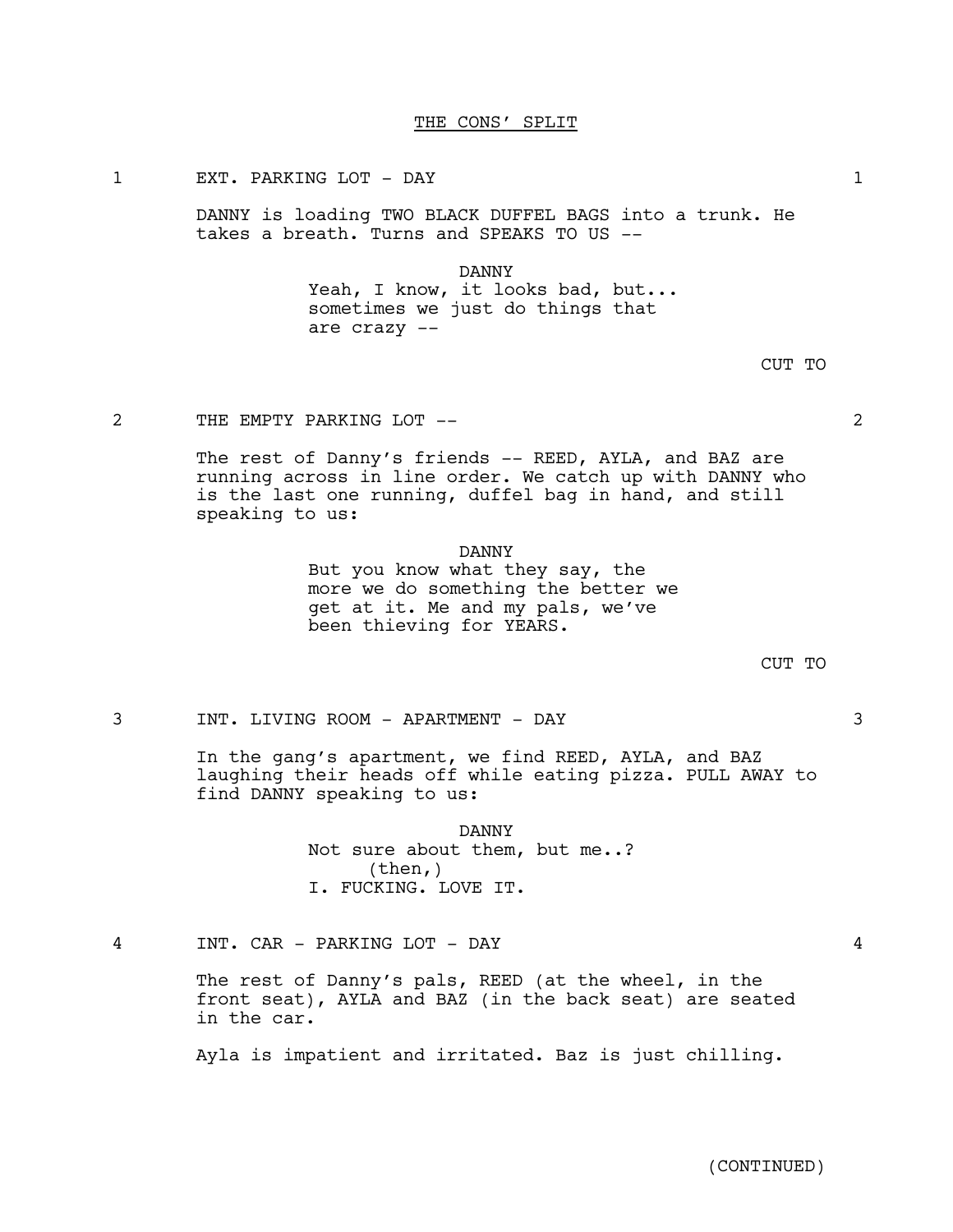THE CONS' SPLIT

1 EXT. PARKING LOT - DAY 1

DANNY is loading TWO BLACK DUFFEL BAGS into a trunk. He takes a breath. Turns and SPEAKS TO US --

DANNY
Yeah, I know, it looks bad, but... sometimes we just do things that are crazy --

CUT TO

2 THE EMPTY PARKING LOT -- 2

The rest of Danny's friends -- REED, AYLA, and BAZ are running across in line order. We catch up with DANNY who is the last one running, duffel bag in hand, and still speaking to us:

DANNY
But you know what they say, the more we do something the better we get at it. Me and my pals, we've been thieving for YEARS.

CUT TO

3 INT. LIVING ROOM - APARTMENT - DAY 3

In the gang's apartment, we find REED, AYLA, and BAZ laughing their heads off while eating pizza. PULL AWAY to find DANNY speaking to us:

DANNY
Not sure about them, but me..?
(then,)
I. FUCKING. LOVE IT.

4 INT. CAR - PARKING LOT - DAY 4

The rest of Danny's pals, REED (at the wheel, in the front seat), AYLA and BAZ (in the back seat) are seated in the car.

Ayla is impatient and irritated. Baz is just chilling.

(CONTINUED)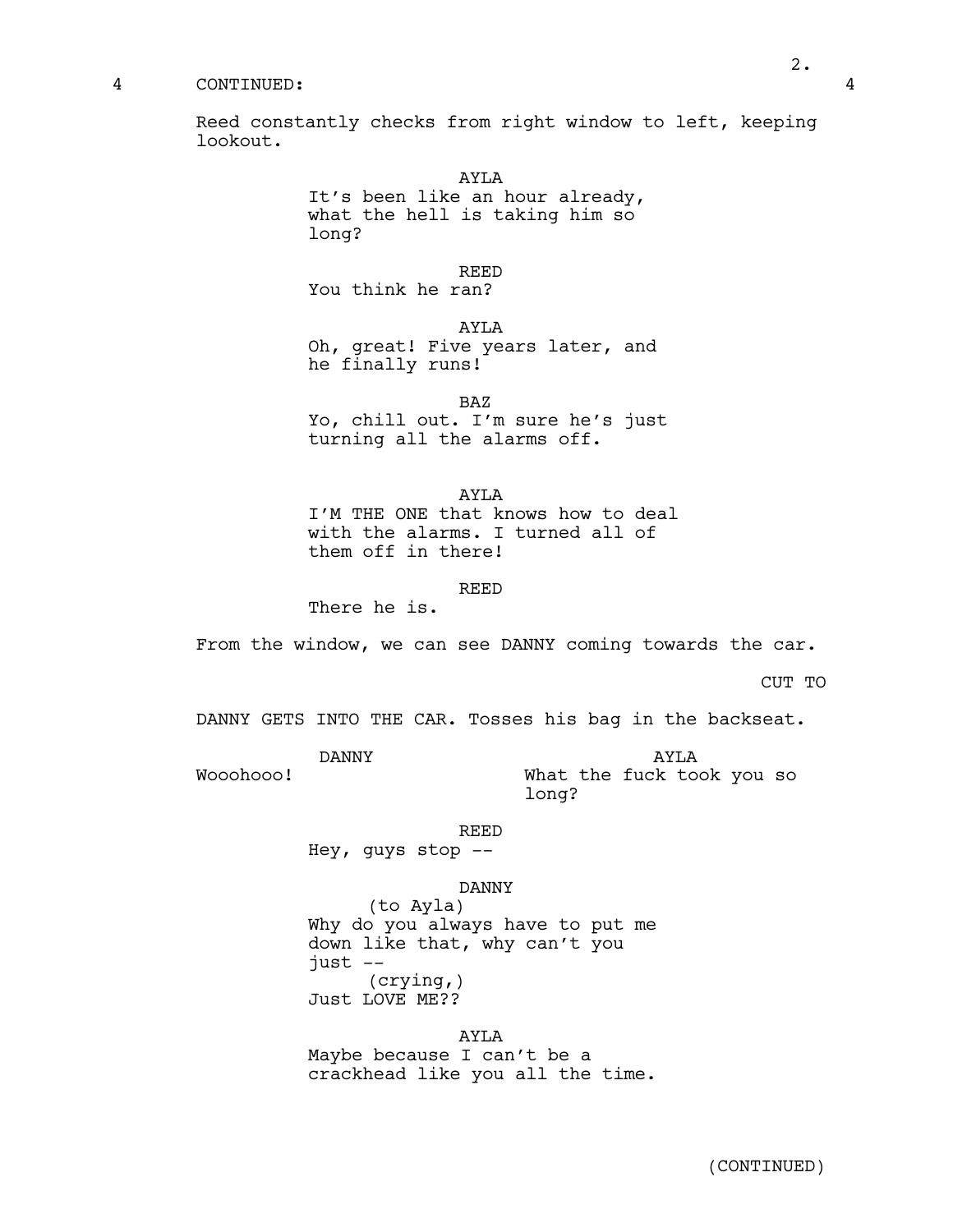4 CONTINUED: 4

Reed constantly checks from right window to left, keeping lookout.

AYLA
It's been like an hour already, what the hell is taking him so long?

REED
You think he ran?

AYLA
Oh, great! Five years later, and he finally runs!

BAZ
Yo, chill out. I'm sure he's just turning all the alarms off.

AYLA
I'M THE ONE that knows how to deal with the alarms. I turned all of them off in there!

REED
There he is.

From the window, we can see DANNY coming towards the car.

CUT TO

DANNY GETS INTO THE CAR. Tosses his bag in the backseat.

DANNY
Wooohooo!

AYLA
What the fuck took you so long?

REED
Hey, guys stop --

DANNY
(to Ayla)
Why do you always have to put me down like that, why can't you just --
(crying,)
Just LOVE ME??

AYLA
Maybe because I can't be a crackhead like you all the time.

(CONTINUED)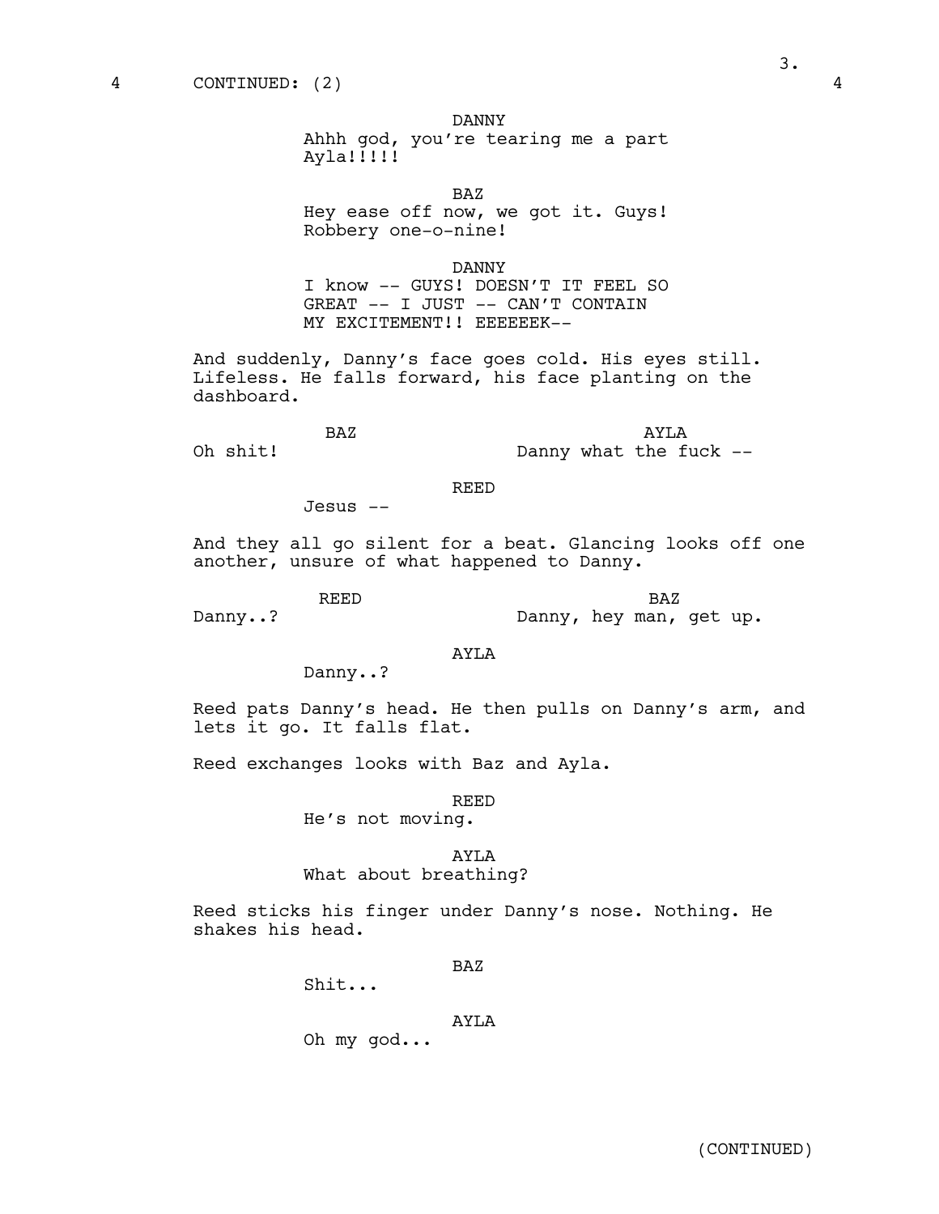4 CONTINUED: (2) 4

DANNY
Ahhh god, you're tearing me a part Ayla!!!!!

BAZ
Hey ease off now, we got it. Guys! Robbery one-o-nine!

DANNY
I know -- GUYS! DOESN'T IT FEEL SO GREAT -- I JUST -- CAN'T CONTAIN MY EXCITEMENT!! EEEEEEK--

And suddenly, Danny's face goes cold. His eyes still. Lifeless. He falls forward, his face planting on the dashboard.

BAZ
Oh shit!

AYLA
Danny what the fuck --

REED
Jesus --

And they all go silent for a beat. Glancing looks off one another, unsure of what happened to Danny.

REED
Danny..?

BAZ
Danny, hey man, get up.

AYLA
Danny..?

Reed pats Danny's head. He then pulls on Danny's arm, and lets it go. It falls flat.

Reed exchanges looks with Baz and Ayla.

REED
He's not moving.

AYLA
What about breathing?

Reed sticks his finger under Danny's nose. Nothing. He shakes his head.

BAZ
Shit...

AYLA
Oh my god...

(CONTINUED)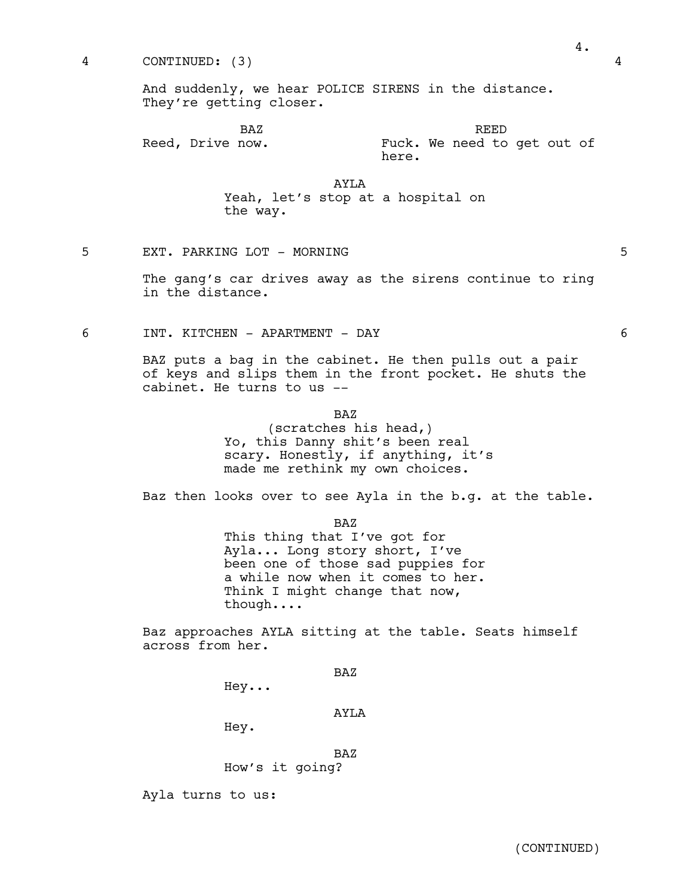4 CONTINUED: (3) 4

And suddenly, we hear POLICE SIRENS in the distance. They're getting closer.

BAZ
Reed, Drive now.

REED
Fuck. We need to get out of here.

AYLA
Yeah, let's stop at a hospital on the way.

5 EXT. PARKING LOT - MORNING 5

The gang's car drives away as the sirens continue to ring in the distance.

6 INT. KITCHEN - APARTMENT - DAY 6

BAZ puts a bag in the cabinet. He then pulls out a pair of keys and slips them in the front pocket. He shuts the cabinet. He turns to us --

BAZ
(scratches his head,)
Yo, this Danny shit's been real scary. Honestly, if anything, it's made me rethink my own choices.

Baz then looks over to see Ayla in the b.g. at the table.

BAZ
This thing that I've got for Ayla... Long story short, I've been one of those sad puppies for a while now when it comes to her. Think I might change that now, though....

Baz approaches AYLA sitting at the table. Seats himself across from her.

BAZ
Hey...

AYLA
Hey.

BAZ
How's it going?

Ayla turns to us:

(CONTINUED)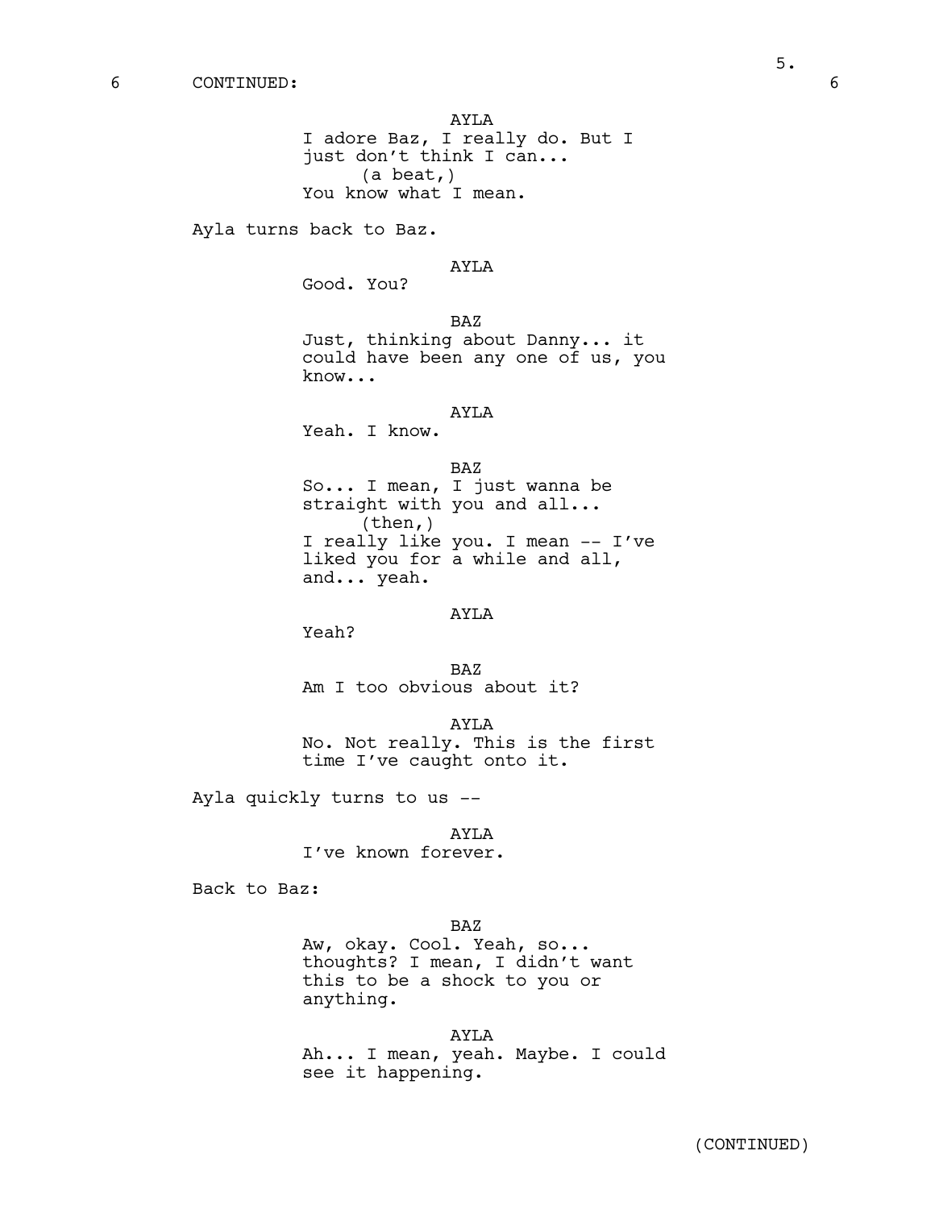6 CONTINUED: 6

AYLA
I adore Baz, I really do. But I just don't think I can...
(a beat,)
You know what I mean.

Ayla turns back to Baz.

AYLA
Good. You?

BAZ
Just, thinking about Danny... it could have been any one of us, you know...

AYLA
Yeah. I know.

BAZ
So... I mean, I just wanna be straight with you and all...
(then,)
I really like you. I mean -- I've liked you for a while and all, and... yeah.

AYLA
Yeah?

BAZ
Am I too obvious about it?

AYLA
No. Not really. This is the first time I've caught onto it.

Ayla quickly turns to us --

AYLA
I've known forever.

Back to Baz:

BAZ
Aw, okay. Cool. Yeah, so... thoughts? I mean, I didn't want this to be a shock to you or anything.

AYLA
Ah... I mean, yeah. Maybe. I could see it happening.

(CONTINUED)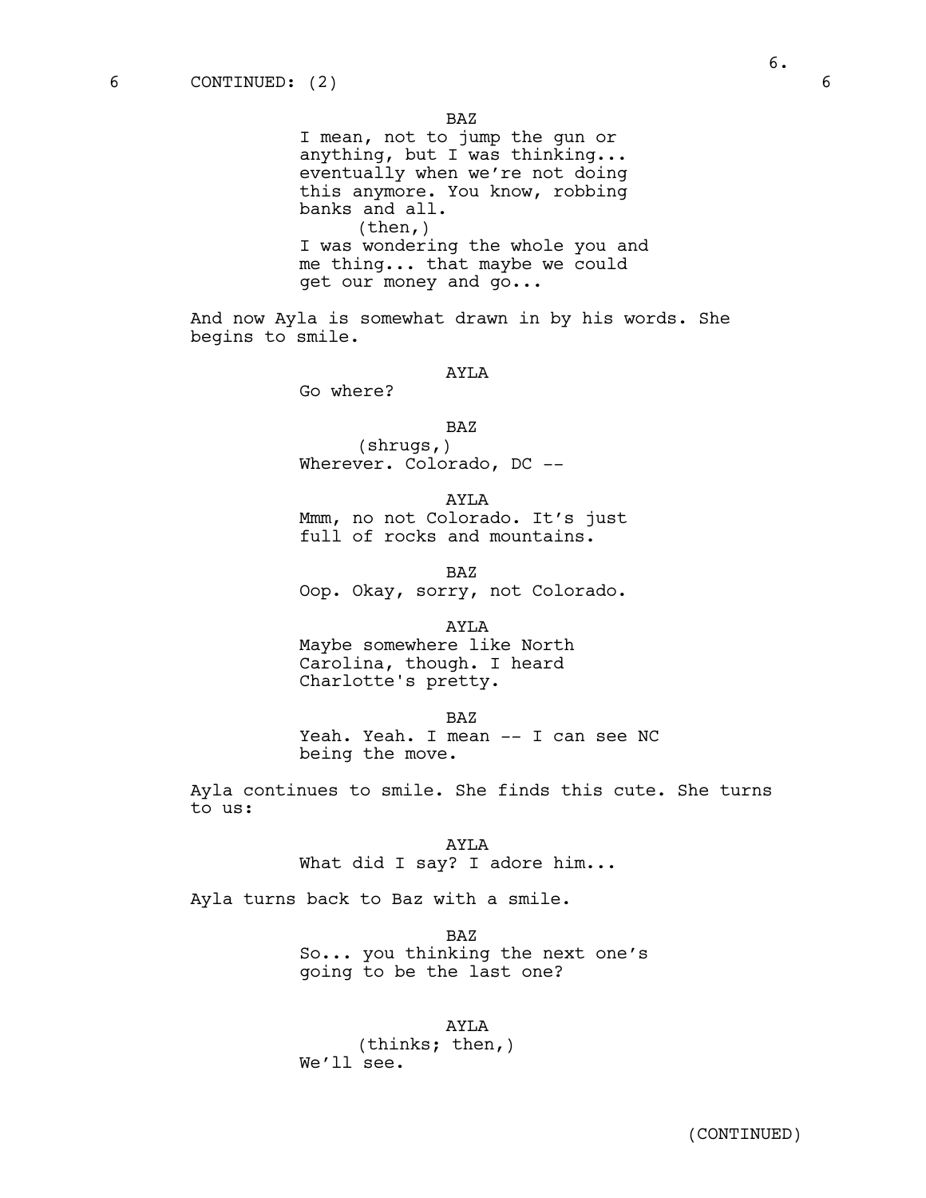6 CONTINUED: (2) 6

BAZ
I mean, not to jump the gun or anything, but I was thinking... eventually when we're not doing this anymore. You know, robbing banks and all.
(then,)
I was wondering the whole you and me thing... that maybe we could get our money and go...

And now Ayla is somewhat drawn in by his words. She begins to smile.

AYLA
Go where?

BAZ
(shrugs,)
Wherever. Colorado, DC --

AYLA
Mmm, no not Colorado. It's just full of rocks and mountains.

BAZ
Oop. Okay, sorry, not Colorado.

AYLA
Maybe somewhere like North Carolina, though. I heard Charlotte's pretty.

BAZ
Yeah. Yeah. I mean -- I can see NC being the move.

Ayla continues to smile. She finds this cute. She turns to us:

AYLA
What did I say? I adore him...

Ayla turns back to Baz with a smile.

BAZ
So... you thinking the next one's going to be the last one?

AYLA
(thinks; then,)
We'll see.

(CONTINUED)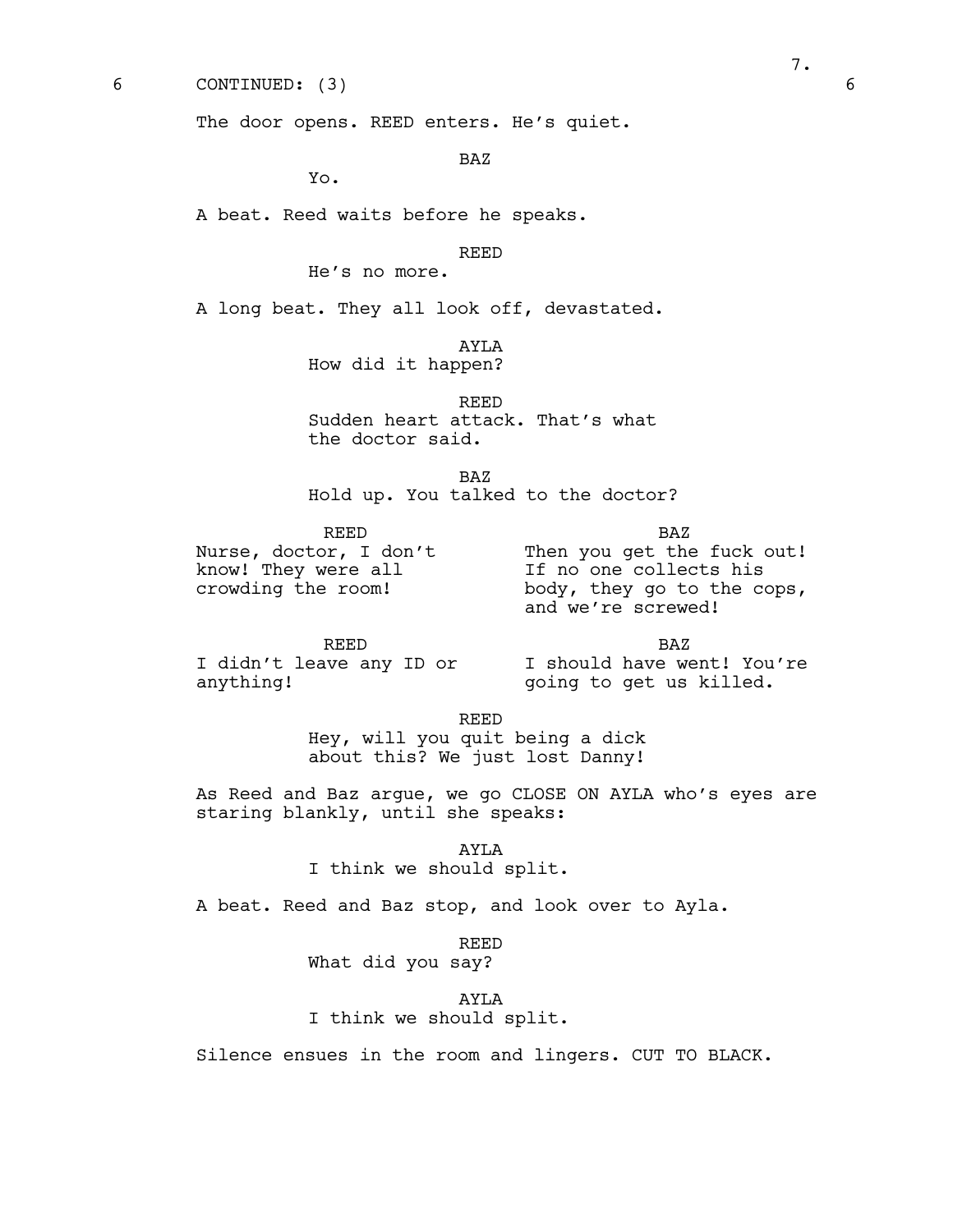6 CONTINUED: (3) 6

The door opens. REED enters. He's quiet.

BAZ

Yo.

A beat. Reed waits before he speaks.

REED

He's no more.

A long beat. They all look off, devastated.

AYLA

How did it happen?

REED

Sudden heart attack. That's what the doctor said.

BAZ

Hold up. You talked to the doctor?

REED

Nurse, doctor, I don't know! They were all crowding the room!

BAZ

Then you get the fuck out! If no one collects his body, they go to the cops, and we're screwed!

REED

I didn't leave any ID or anything!

BAZ

I should have went! You're going to get us killed.

REED

Hey, will you quit being a dick about this? We just lost Danny!

As Reed and Baz argue, we go CLOSE ON AYLA who's eyes are staring blankly, until she speaks:

AYLA

I think we should split.

A beat. Reed and Baz stop, and look over to Ayla.

REED

What did you say?

AYLA

I think we should split.

Silence ensues in the room and lingers. CUT TO BLACK.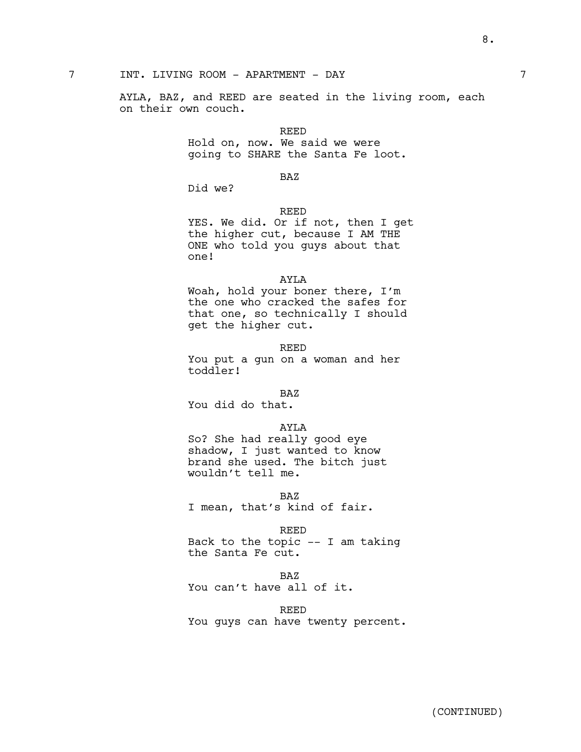7 INT. LIVING ROOM - APARTMENT - DAY 7

AYLA, BAZ, and REED are seated in the living room, each on their own couch.

REED
Hold on, now. We said we were going to SHARE the Santa Fe loot.

BAZ
Did we?

REED
YES. We did. Or if not, then I get the higher cut, because I AM THE ONE who told you guys about that one!

AYLA
Woah, hold your boner there, I'm the one who cracked the safes for that one, so technically I should get the higher cut.

REED
You put a gun on a woman and her toddler!

BAZ
You did do that.

AYLA
So? She had really good eye shadow, I just wanted to know brand she used. The bitch just wouldn't tell me.

BAZ
I mean, that's kind of fair.

REED
Back to the topic -- I am taking the Santa Fe cut.

BAZ
You can't have all of it.

REED
You guys can have twenty percent.

(CONTINUED)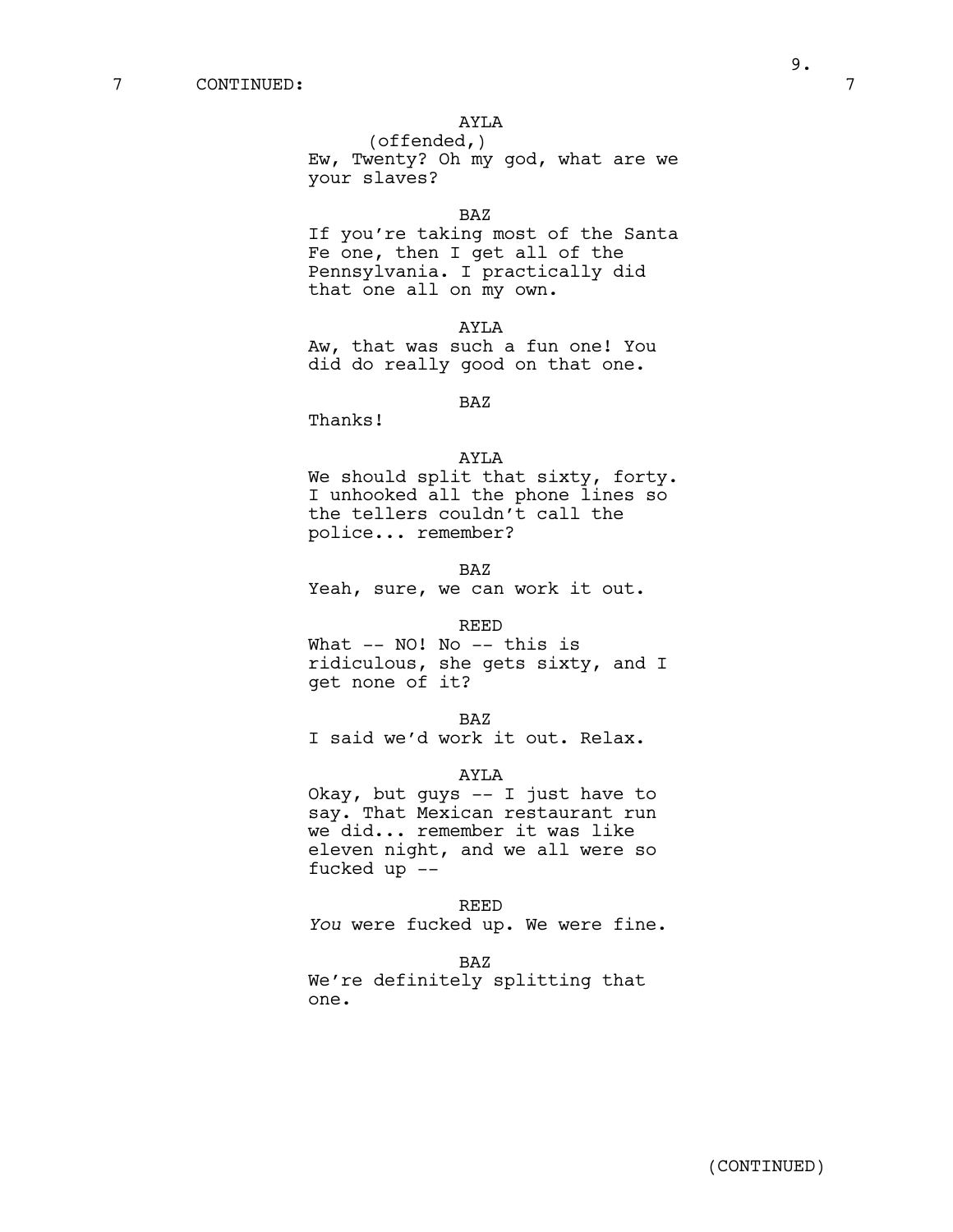7 CONTINUED: 7

AYLA
(offended,)
Ew, Twenty? Oh my god, what are we your slaves?

BAZ
If you're taking most of the Santa Fe one, then I get all of the Pennsylvania. I practically did that one all on my own.

AYLA
Aw, that was such a fun one! You did do really good on that one.

BAZ
Thanks!

AYLA
We should split that sixty, forty. I unhooked all the phone lines so the tellers couldn't call the police... remember?

BAZ
Yeah, sure, we can work it out.

REED
What -- NO! No -- this is ridiculous, she gets sixty, and I get none of it?

BAZ
I said we'd work it out. Relax.

AYLA
Okay, but guys -- I just have to say. That Mexican restaurant run we did... remember it was like eleven night, and we all were so fucked up --

REED
*You* were fucked up. We were fine.

BAZ
We're definitely splitting that one.

(CONTINUED)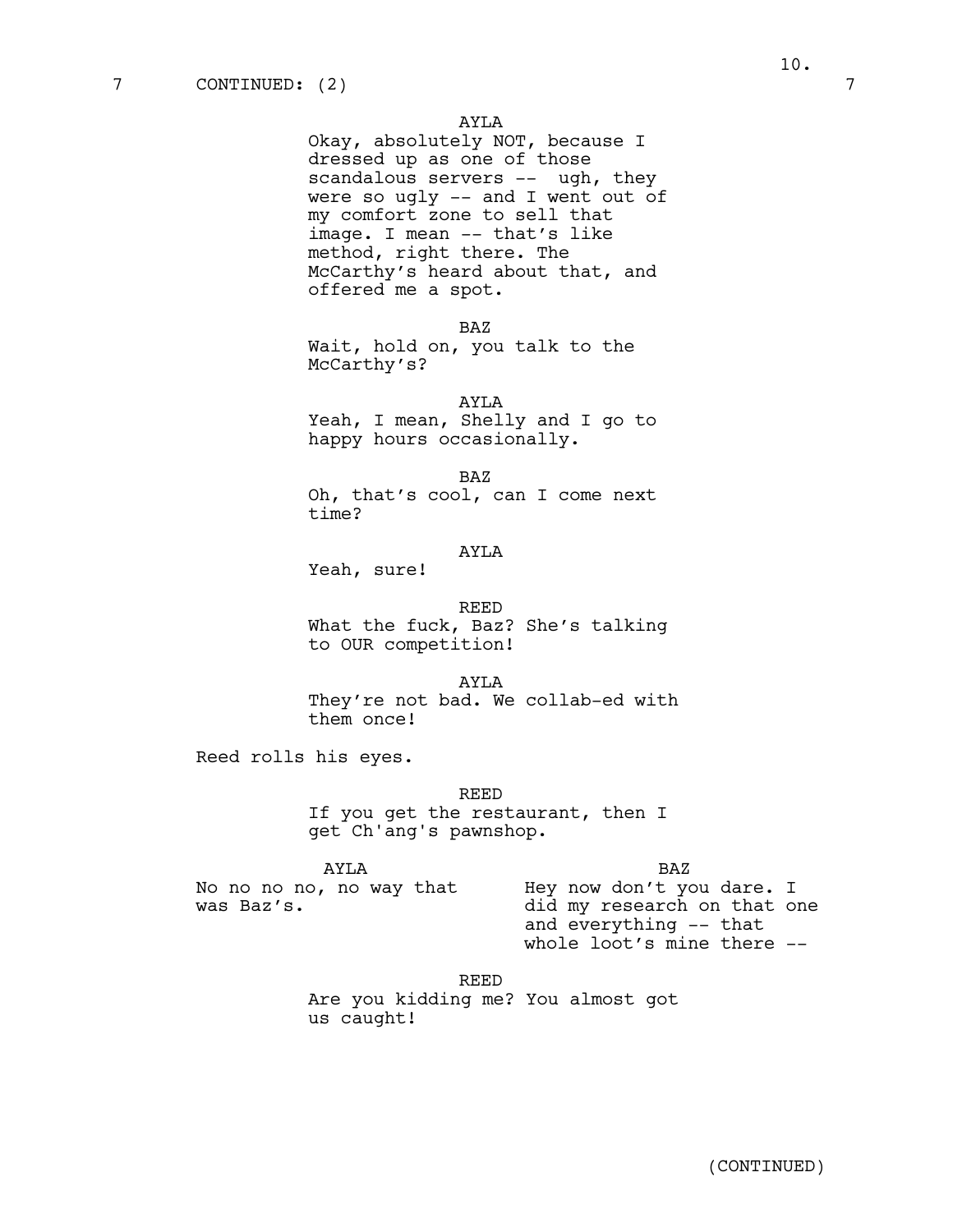7 CONTINUED: (2) 7

AYLA
Okay, absolutely NOT, because I dressed up as one of those scandalous servers -- ugh, they were so ugly -- and I went out of my comfort zone to sell that image. I mean -- that's like method, right there. The McCarthy's heard about that, and offered me a spot.

BAZ
Wait, hold on, you talk to the McCarthy's?

AYLA
Yeah, I mean, Shelly and I go to happy hours occasionally.

BAZ
Oh, that's cool, can I come next time?

AYLA
Yeah, sure!

REED
What the fuck, Baz? She's talking to OUR competition!

AYLA
They're not bad. We collab-ed with them once!

Reed rolls his eyes.

REED
If you get the restaurant, then I get Ch'ang's pawnshop.

AYLA
No no no no, no way that was Baz's.

BAZ
Hey now don't you dare. I did my research on that one and everything -- that whole loot's mine there --

REED
Are you kidding me? You almost got us caught!

(CONTINUED)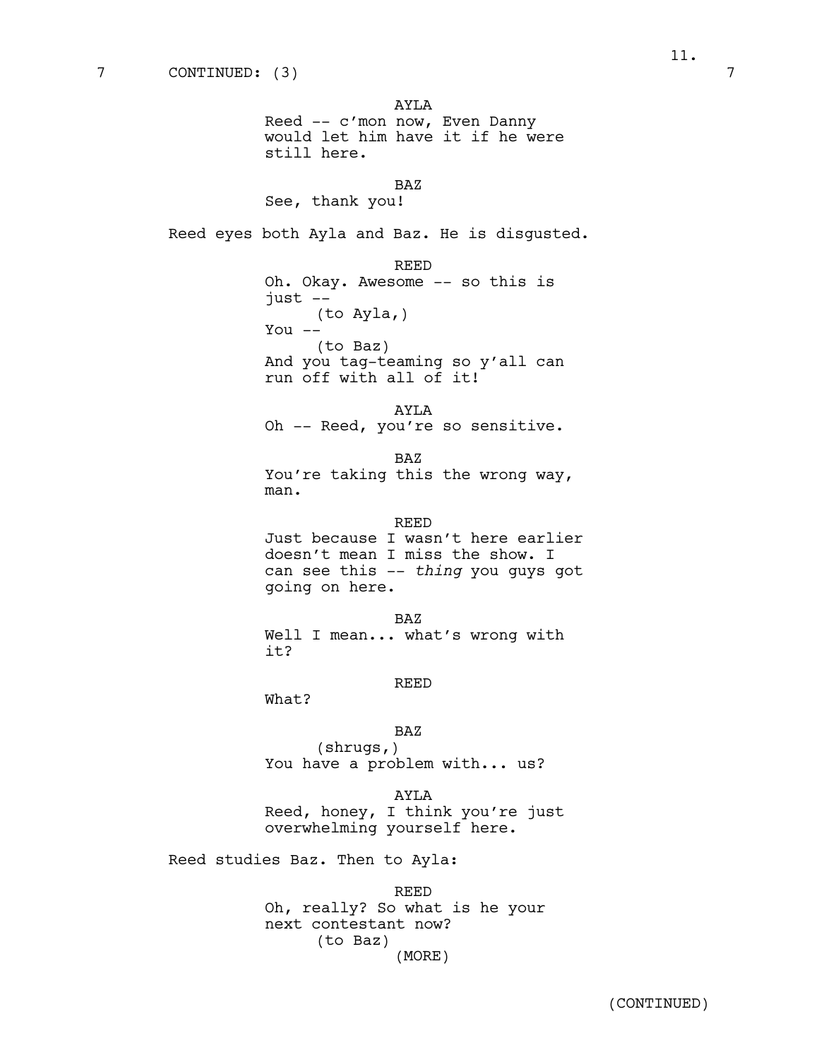7 CONTINUED: (3) 7

AYLA
Reed -- c'mon now, Even Danny would let him have it if he were still here.

BAZ
See, thank you!

Reed eyes both Ayla and Baz. He is disgusted.

REED
Oh. Okay. Awesome -- so this is just --
(to Ayla,)
You --
(to Baz)
And you tag-teaming so y'all can run off with all of it!

AYLA
Oh -- Reed, you're so sensitive.

BAZ
You're taking this the wrong way, man.

REED
Just because I wasn't here earlier doesn't mean I miss the show. I can see this -- *thing* you guys got going on here.

BAZ
Well I mean... what's wrong with it?

REED
What?

BAZ
(shrugs,)
You have a problem with... us?

AYLA
Reed, honey, I think you're just overwhelming yourself here.

Reed studies Baz. Then to Ayla:

REED
Oh, really? So what is he your next contestant now?
(to Baz)
(MORE)

(CONTINUED)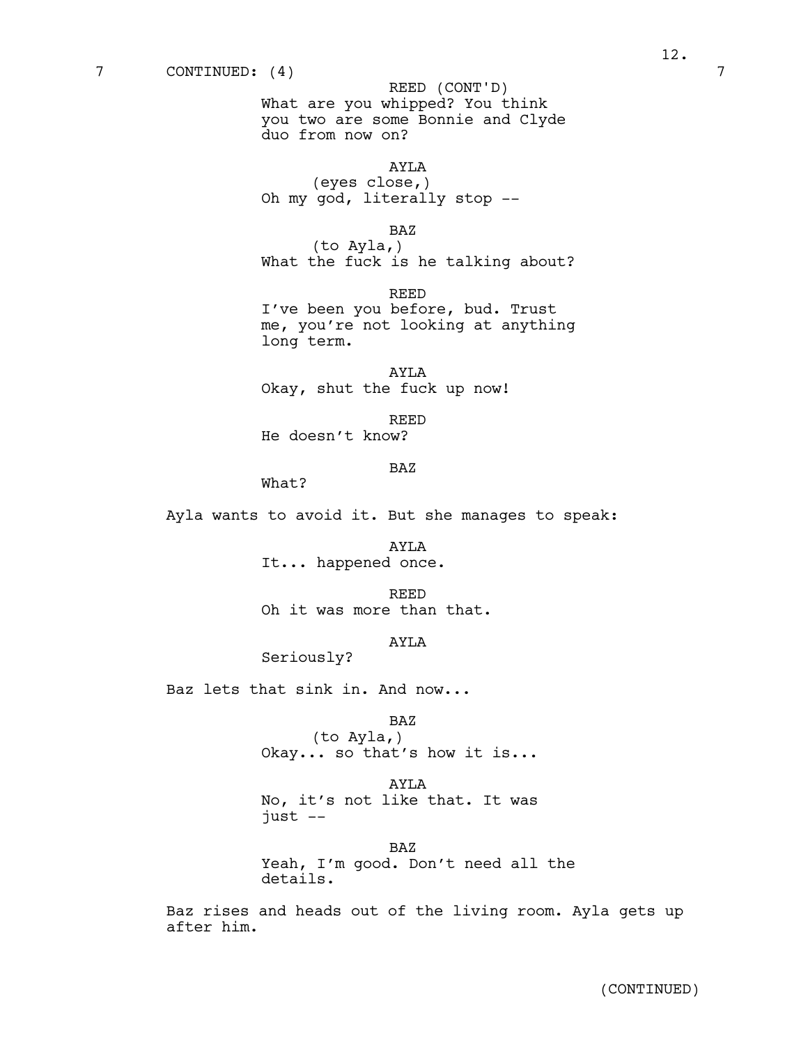7 CONTINUED: (4) 7

REED (CONT'D)
What are you whipped? You think you two are some Bonnie and Clyde duo from now on?

AYLA
(eyes close,)
Oh my god, literally stop --

BAZ
(to Ayla,)
What the fuck is he talking about?

REED
I've been you before, bud. Trust me, you're not looking at anything long term.

AYLA
Okay, shut the fuck up now!

REED
He doesn't know?

BAZ
What?

Ayla wants to avoid it. But she manages to speak:

AYLA
It... happened once.

REED
Oh it was more than that.

AYLA
Seriously?

Baz lets that sink in. And now...

BAZ
(to Ayla,)
Okay... so that's how it is...

AYLA
No, it's not like that. It was just --

BAZ
Yeah, I'm good. Don't need all the details.

Baz rises and heads out of the living room. Ayla gets up after him.

(CONTINUED)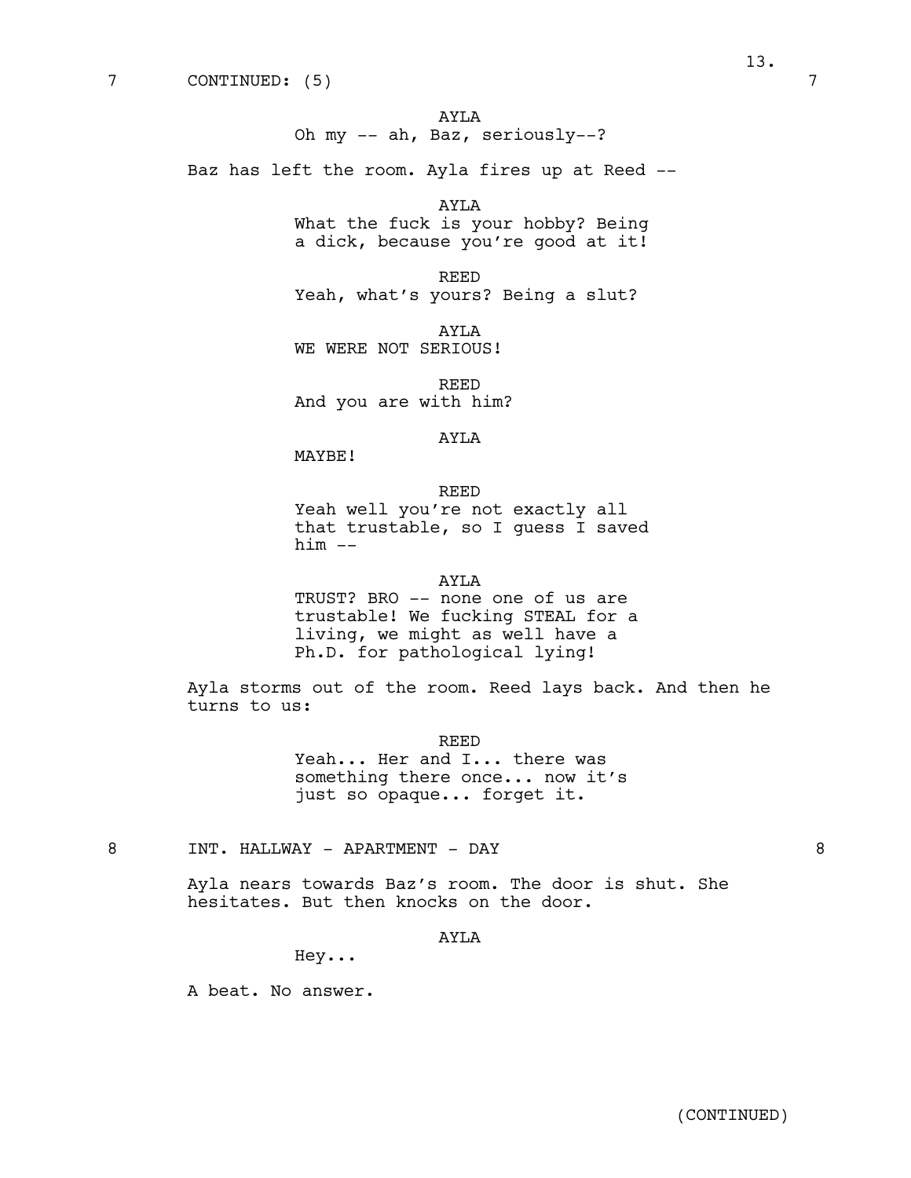7 CONTINUED: (5) 7

AYLA
Oh my -- ah, Baz, seriously--?

Baz has left the room. Ayla fires up at Reed --

AYLA
What the fuck is your hobby? Being a dick, because you're good at it!

REED
Yeah, what's yours? Being a slut?

AYLA
WE WERE NOT SERIOUS!

REED
And you are with him?

AYLA
MAYBE!

REED
Yeah well you're not exactly all that trustable, so I guess I saved him --

AYLA
TRUST? BRO -- none one of us are trustable! We fucking STEAL for a living, we might as well have a Ph.D. for pathological lying!

Ayla storms out of the room. Reed lays back. And then he turns to us:

REED
Yeah... Her and I... there was something there once... now it's just so opaque... forget it.

8 INT. HALLWAY - APARTMENT - DAY 8

Ayla nears towards Baz's room. The door is shut. She hesitates. But then knocks on the door.

AYLA
Hey...

A beat. No answer.

(CONTINUED)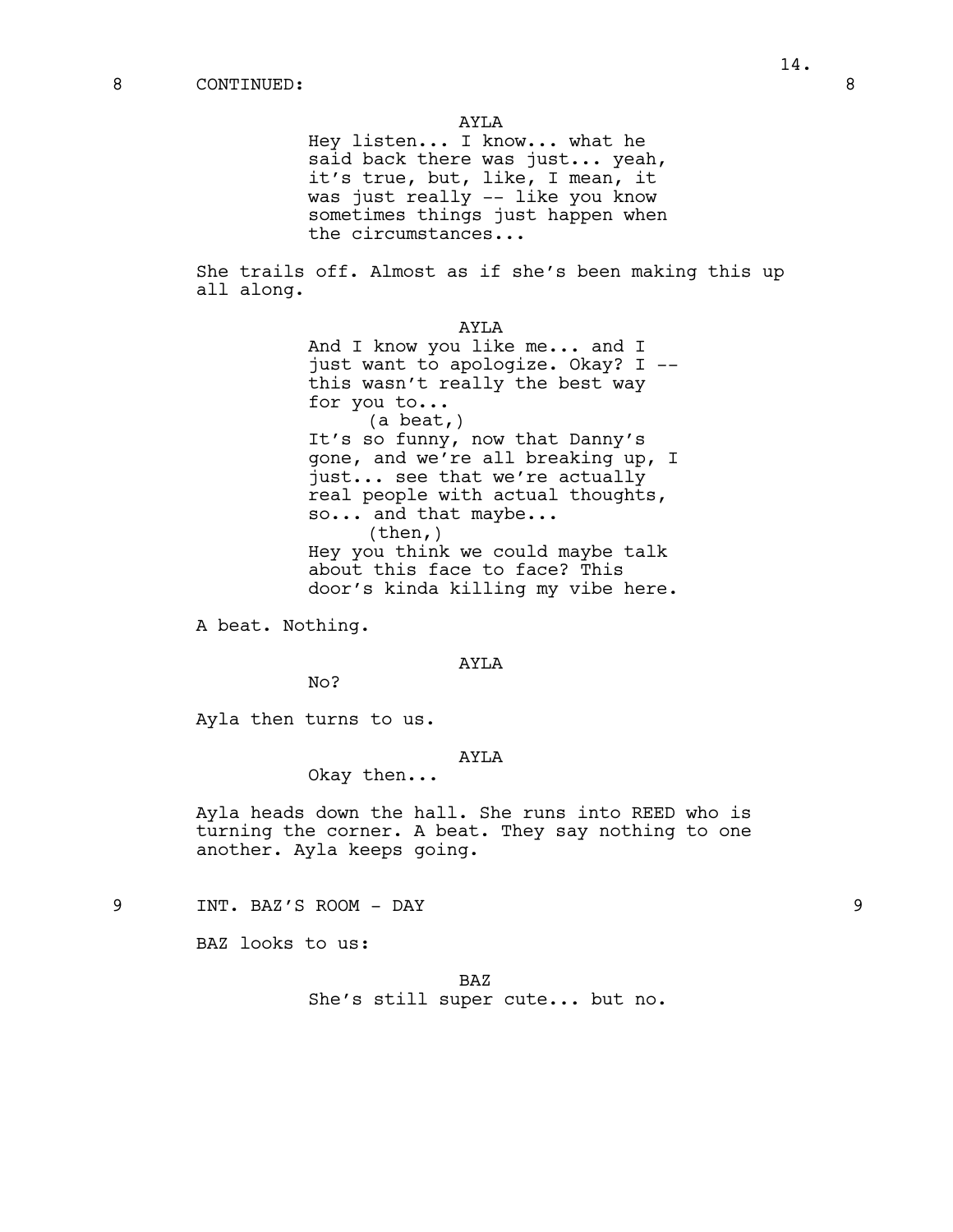8 CONTINUED: 8

AYLA
Hey listen... I know... what he said back there was just... yeah, it's true, but, like, I mean, it was just really -- like you know sometimes things just happen when the circumstances...

She trails off. Almost as if she's been making this up all along.

AYLA
And I know you like me... and I just want to apologize. Okay? I -- this wasn't really the best way for you to...
(a beat,)
It's so funny, now that Danny's gone, and we're all breaking up, I just... see that we're actually real people with actual thoughts, so... and that maybe...
(then,)
Hey you think we could maybe talk about this face to face? This door's kinda killing my vibe here.

A beat. Nothing.

AYLA
No?

Ayla then turns to us.

AYLA
Okay then...

Ayla heads down the hall. She runs into REED who is turning the corner. A beat. They say nothing to one another. Ayla keeps going.

9 INT. BAZ'S ROOM - DAY 9

BAZ looks to us:

BAZ
She's still super cute... but no.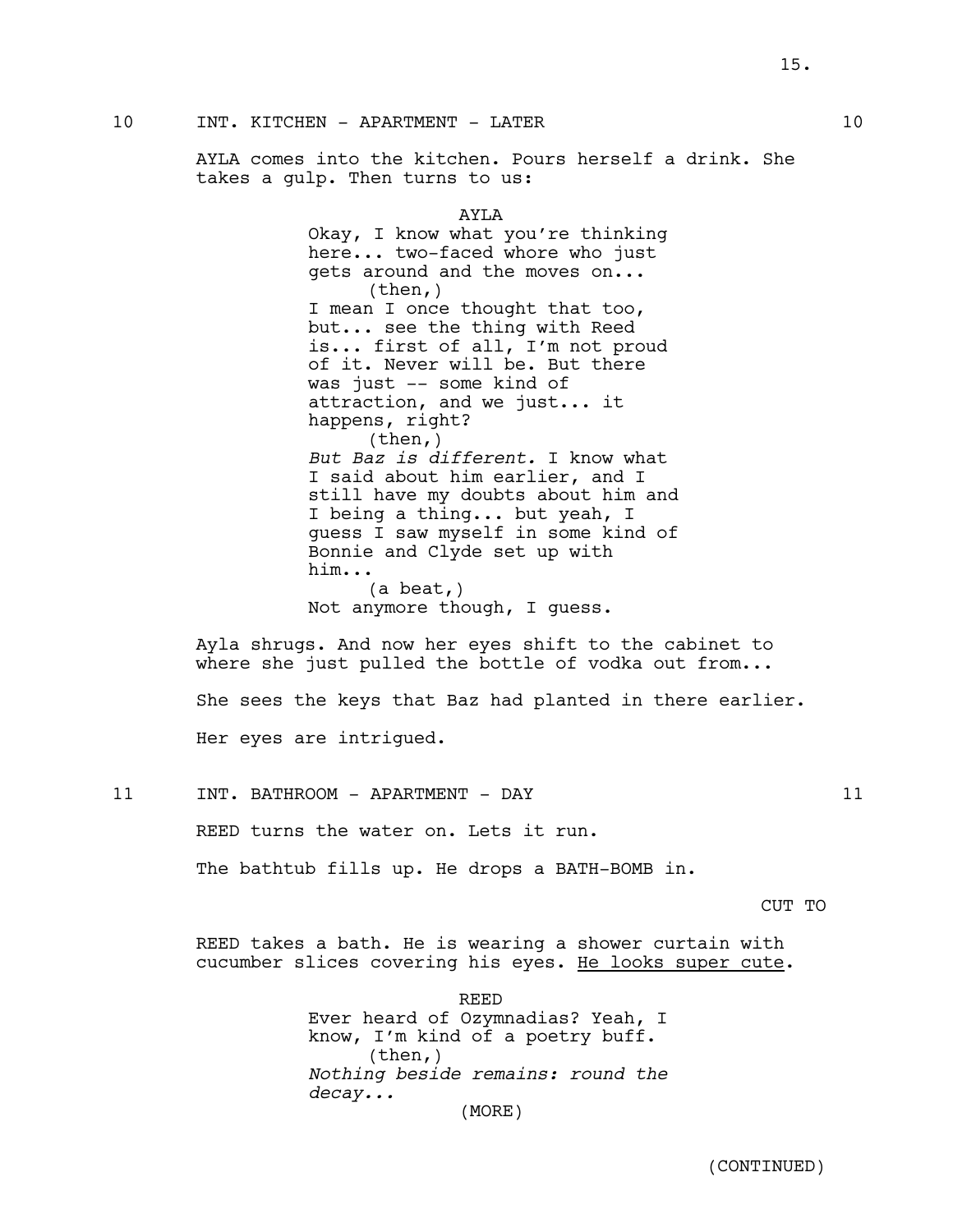10 INT. KITCHEN - APARTMENT - LATER 10

AYLA comes into the kitchen. Pours herself a drink. She takes a gulp. Then turns to us:

AYLA
Okay, I know what you're thinking here... two-faced whore who just gets around and the moves on...
(then,)
I mean I once thought that too, but... see the thing with Reed is... first of all, I'm not proud of it. Never will be. But there was just -- some kind of attraction, and we just... it happens, right?
(then,)
*But Baz is different.* I know what I said about him earlier, and I still have my doubts about him and I being a thing... but yeah, I guess I saw myself in some kind of Bonnie and Clyde set up with him...
(a beat,)
Not anymore though, I guess.

Ayla shrugs. And now her eyes shift to the cabinet to where she just pulled the bottle of vodka out from...

She sees the keys that Baz had planted in there earlier.

Her eyes are intrigued.

11 INT. BATHROOM - APARTMENT - DAY 11

REED turns the water on. Lets it run.

The bathtub fills up. He drops a BATH-BOMB in.

CUT TO

REED takes a bath. He is wearing a shower curtain with cucumber slices covering his eyes. He looks super cute.

REED
Ever heard of Ozymnadias? Yeah, I know, I'm kind of a poetry buff.
(then,)
*Nothing beside remains: round the decay...*
(MORE)

(CONTINUED)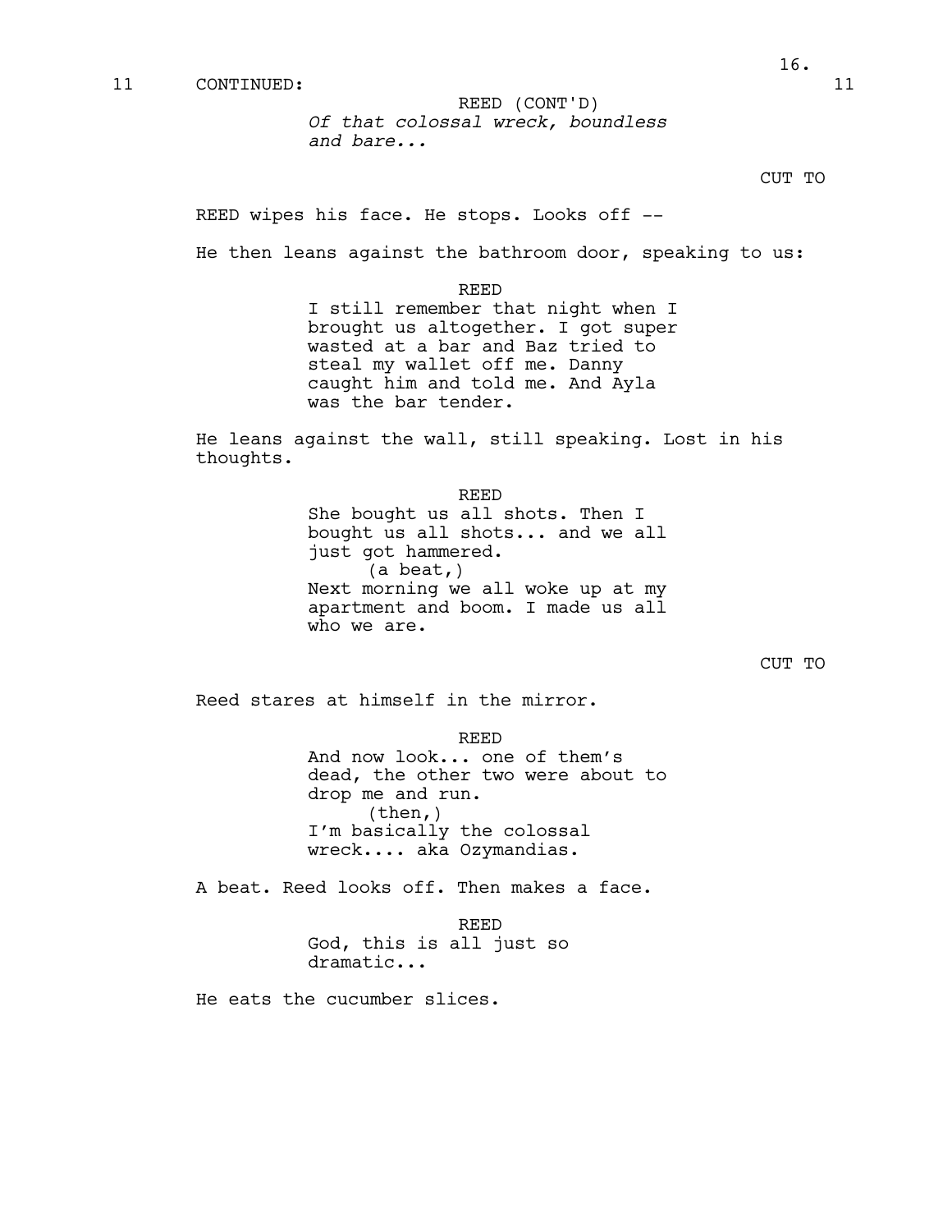11 CONTINUED: 11

REED (CONT'D)
*Of that colossal wreck, boundless and bare...*

CUT TO

REED wipes his face. He stops. Looks off --

He then leans against the bathroom door, speaking to us:

REED
I still remember that night when I brought us altogether. I got super wasted at a bar and Baz tried to steal my wallet off me. Danny caught him and told me. And Ayla was the bar tender.

He leans against the wall, still speaking. Lost in his thoughts.

REED
She bought us all shots. Then I bought us all shots... and we all just got hammered.
(a beat,)
Next morning we all woke up at my apartment and boom. I made us all who we are.

CUT TO

Reed stares at himself in the mirror.

REED
And now look... one of them's dead, the other two were about to drop me and run.
(then,)
I'm basically the colossal wreck.... aka Ozymandias.

A beat. Reed looks off. Then makes a face.

REED
God, this is all just so dramatic...

He eats the cucumber slices.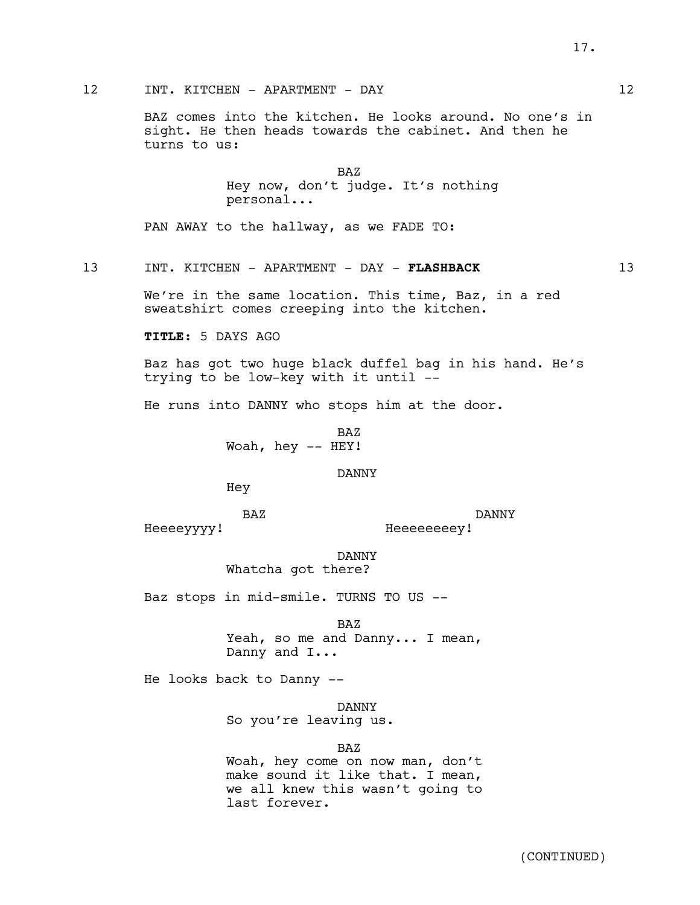12 INT. KITCHEN - APARTMENT - DAY 12

BAZ comes into the kitchen. He looks around. No one's in sight. He then heads towards the cabinet. And then he turns to us:

BAZ
Hey now, don't judge. It's nothing personal...

PAN AWAY to the hallway, as we FADE TO:

13 INT. KITCHEN - APARTMENT - DAY - **FLASHBACK** 13

We're in the same location. This time, Baz, in a red sweatshirt comes creeping into the kitchen.

**TITLE:** 5 DAYS AGO

Baz has got two huge black duffel bag in his hand. He's trying to be low-key with it until --

He runs into DANNY who stops him at the door.

BAZ
Woah, hey -- HEY!

DANNY
Hey

BAZ
Heeeeyyyy!

DANNY
Heeeeeeeey!

DANNY
Whatcha got there?

Baz stops in mid-smile. TURNS TO US --

BAZ
Yeah, so me and Danny... I mean, Danny and I...

He looks back to Danny --

DANNY
So you're leaving us.

BAZ
Woah, hey come on now man, don't make sound it like that. I mean, we all knew this wasn't going to last forever.

(CONTINUED)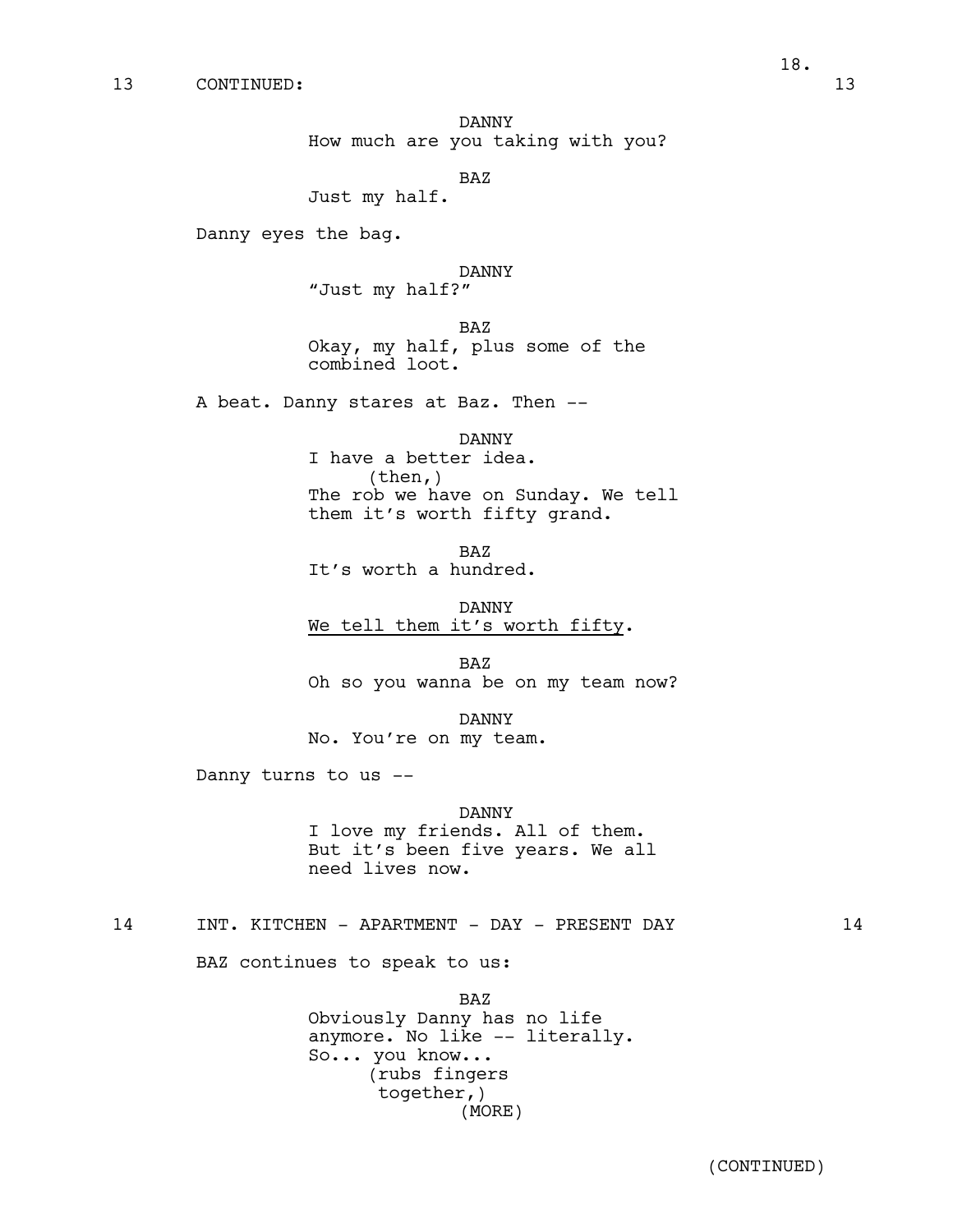13 CONTINUED: 13

DANNY
How much are you taking with you?

BAZ
Just my half.

Danny eyes the bag.

DANNY
"Just my half?"

BAZ
Okay, my half, plus some of the combined loot.

A beat. Danny stares at Baz. Then --

DANNY
I have a better idea.
(then,)
The rob we have on Sunday. We tell them it's worth fifty grand.

BAZ
It's worth a hundred.

DANNY
<u>We tell them it's worth fifty</u>.

BAZ
Oh so you wanna be on my team now?

DANNY
No. You're on my team.

Danny turns to us --

DANNY
I love my friends. All of them. But it's been five years. We all need lives now.

14 INT. KITCHEN - APARTMENT - DAY - PRESENT DAY 14

BAZ continues to speak to us:

BAZ
Obviously Danny has no life anymore. No like -- literally. So... you know...
(rubs fingers together,)
(MORE)

(CONTINUED)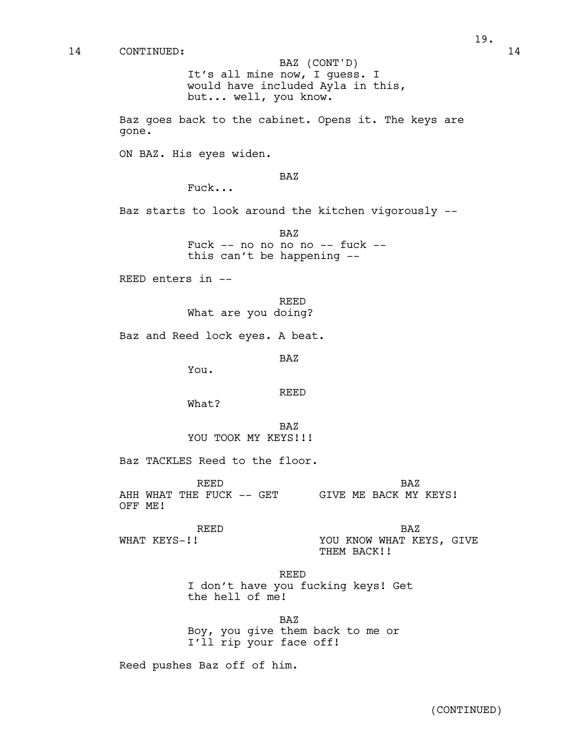14 CONTINUED: 14

BAZ (CONT'D)
It's all mine now, I guess. I would have included Ayla in this, but... well, you know.

Baz goes back to the cabinet. Opens it. The keys are gone.

ON BAZ. His eyes widen.

BAZ
Fuck...

Baz starts to look around the kitchen vigorously --

BAZ
Fuck -- no no no no -- fuck -- this can't be happening --

REED enters in --

REED
What are you doing?

Baz and Reed lock eyes. A beat.

BAZ
You.

REED
What?

BAZ
YOU TOOK MY KEYS!!!

Baz TACKLES Reed to the floor.

REED
AHH WHAT THE FUCK -- GET OFF ME!

BAZ
GIVE ME BACK MY KEYS!

REED
WHAT KEYS-!!

BAZ
YOU KNOW WHAT KEYS, GIVE THEM BACK!!

REED
I don't have you fucking keys! Get the hell of me!

BAZ
Boy, you give them back to me or I'll rip your face off!

Reed pushes Baz off of him.

(CONTINUED)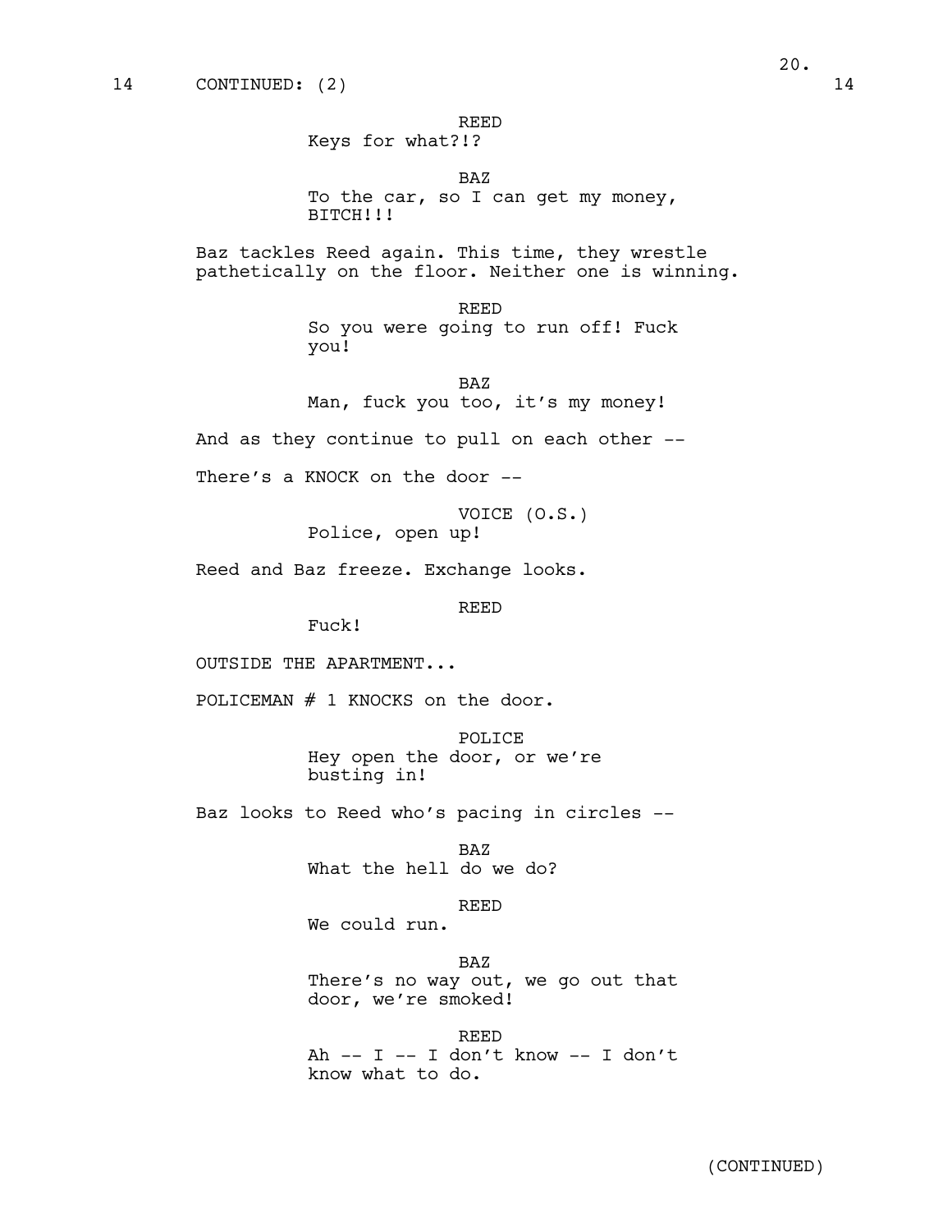14 CONTINUED: (2) 14

REED
Keys for what?!?

BAZ
To the car, so I can get my money, BITCH!!!

Baz tackles Reed again. This time, they wrestle pathetically on the floor. Neither one is winning.

REED
So you were going to run off! Fuck you!

BAZ
Man, fuck you too, it's my money!

And as they continue to pull on each other --

There's a KNOCK on the door --

VOICE (O.S.)
Police, open up!

Reed and Baz freeze. Exchange looks.

REED
Fuck!

OUTSIDE THE APARTMENT...

POLICEMAN # 1 KNOCKS on the door.

POLICE
Hey open the door, or we're busting in!

Baz looks to Reed who's pacing in circles --

BAZ
What the hell do we do?

REED
We could run.

BAZ
There's no way out, we go out that door, we're smoked!

REED
Ah -- I -- I don't know -- I don't know what to do.

(CONTINUED)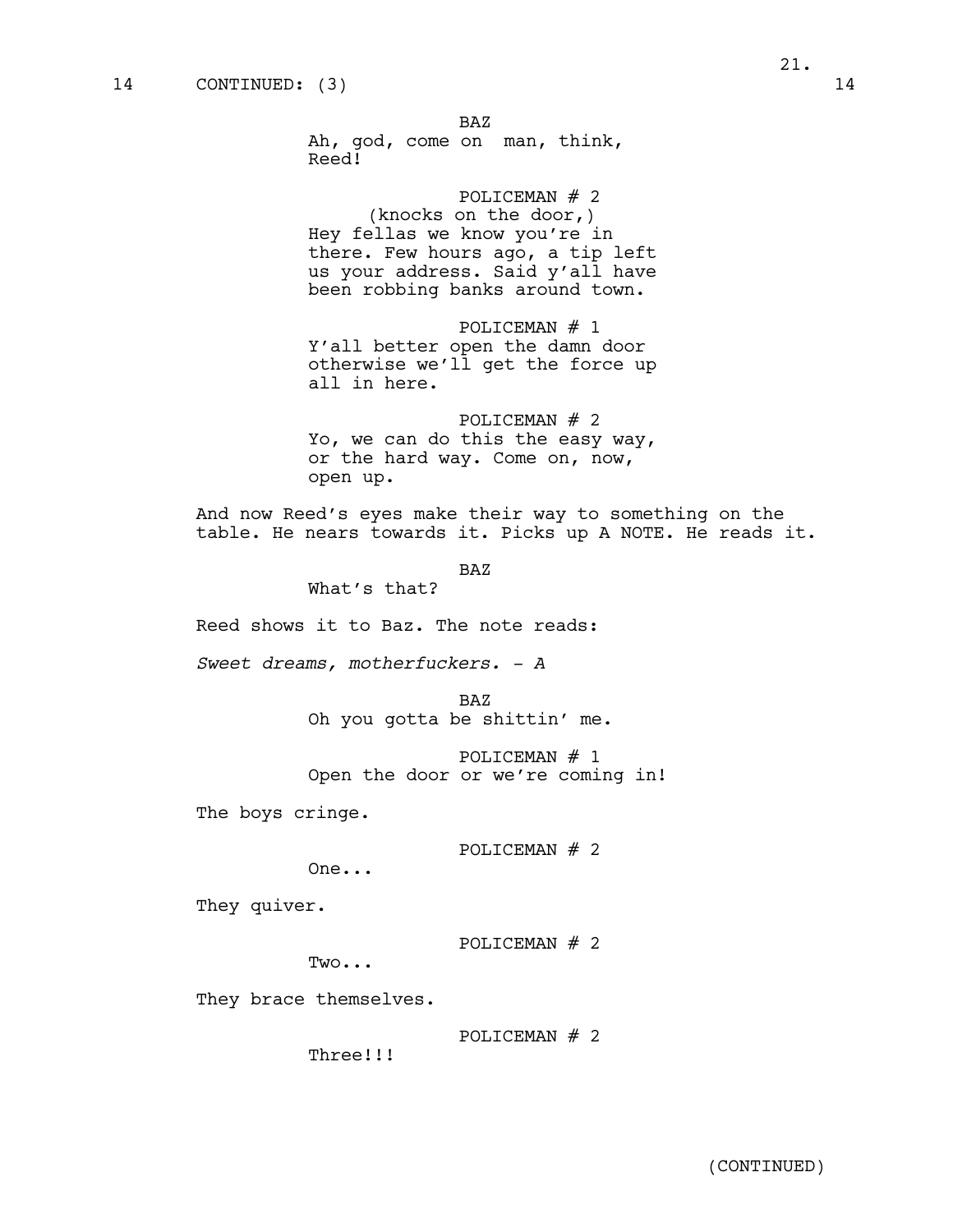14 CONTINUED: (3) 14

BAZ
Ah, god, come on  man, think,
Reed!

POLICEMAN # 2
(knocks on the door,)
Hey fellas we know you're in
there. Few hours ago, a tip left
us your address. Said y'all have
been robbing banks around town.

POLICEMAN # 1
Y'all better open the damn door
otherwise we'll get the force up
all in here.

POLICEMAN # 2
Yo, we can do this the easy way,
or the hard way. Come on, now,
open up.

And now Reed's eyes make their way to something on the table. He nears towards it. Picks up A NOTE. He reads it.

BAZ
What's that?

Reed shows it to Baz. The note reads:

*Sweet dreams, motherfuckers. - A*

BAZ
Oh you gotta be shittin' me.

POLICEMAN # 1
Open the door or we're coming in!

The boys cringe.

POLICEMAN # 2
One...

They quiver.

POLICEMAN # 2
Two...

They brace themselves.

POLICEMAN # 2
Three!!!

(CONTINUED)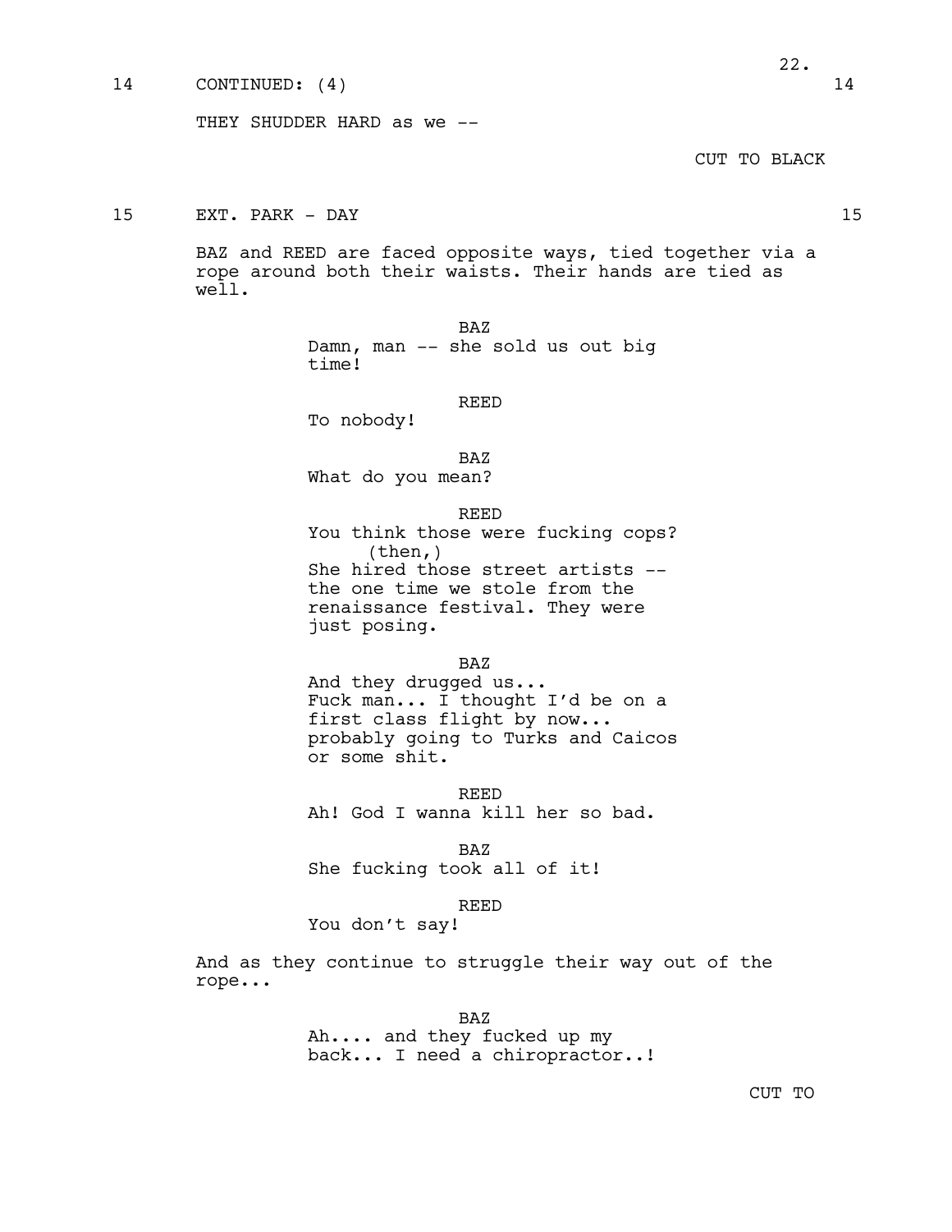14 CONTINUED: (4) 14

THEY SHUDDER HARD as we --

CUT TO BLACK

15 EXT. PARK - DAY 15

BAZ and REED are faced opposite ways, tied together via a rope around both their waists. Their hands are tied as well.

BAZ
Damn, man -- she sold us out big time!

REED
To nobody!

BAZ
What do you mean?

REED
You think those were fucking cops?
(then,)
She hired those street artists -- the one time we stole from the renaissance festival. They were just posing.

BAZ
And they drugged us...
Fuck man... I thought I'd be on a first class flight by now... probably going to Turks and Caicos or some shit.

REED
Ah! God I wanna kill her so bad.

BAZ
She fucking took all of it!

REED
You don't say!

And as they continue to struggle their way out of the rope...

BAZ
Ah.... and they fucked up my back... I need a chiropractor..!

CUT TO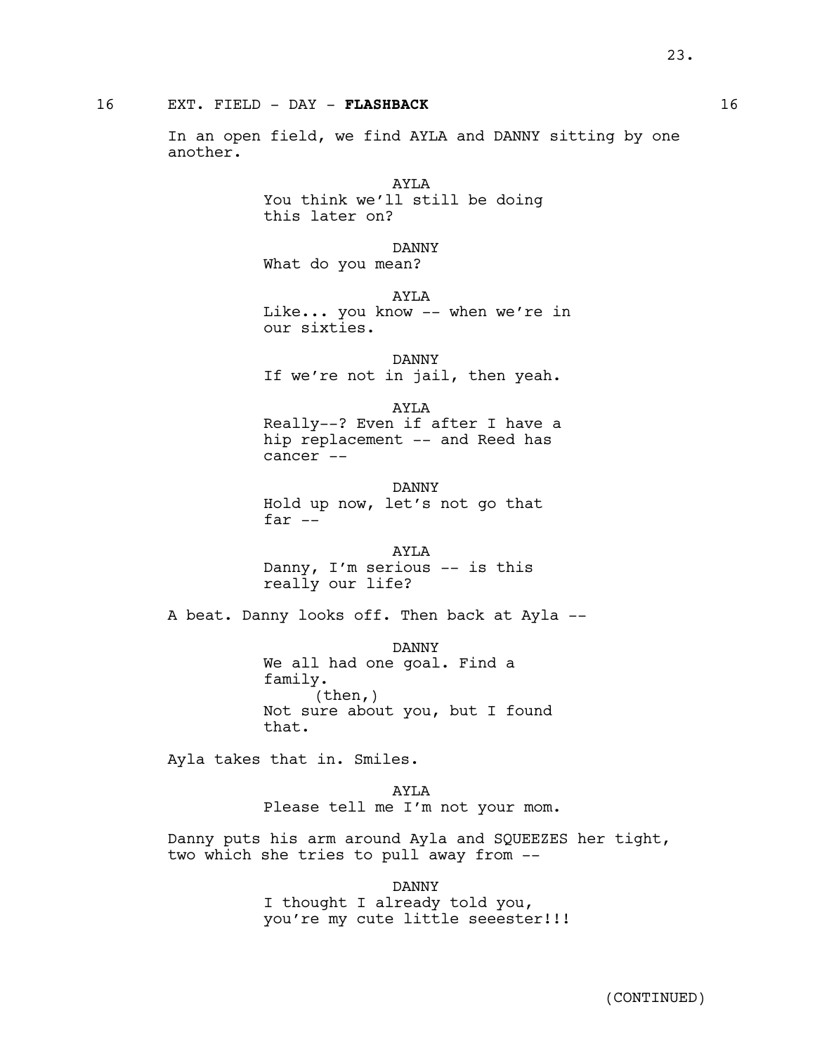16 EXT. FIELD - DAY - **FLASHBACK** 16

In an open field, we find AYLA and DANNY sitting by one another.

AYLA
You think we'll still be doing this later on?

DANNY
What do you mean?

AYLA
Like... you know -- when we're in our sixties.

DANNY
If we're not in jail, then yeah.

AYLA
Really--? Even if after I have a hip replacement -- and Reed has cancer --

DANNY
Hold up now, let's not go that far --

AYLA
Danny, I'm serious -- is this really our life?

A beat. Danny looks off. Then back at Ayla --

DANNY
We all had one goal. Find a family.
(then,)
Not sure about you, but I found that.

Ayla takes that in. Smiles.

AYLA
Please tell me I'm not your mom.

Danny puts his arm around Ayla and SQUEEZES her tight, two which she tries to pull away from --

DANNY
I thought I already told you, you're my cute little seeester!!!

(CONTINUED)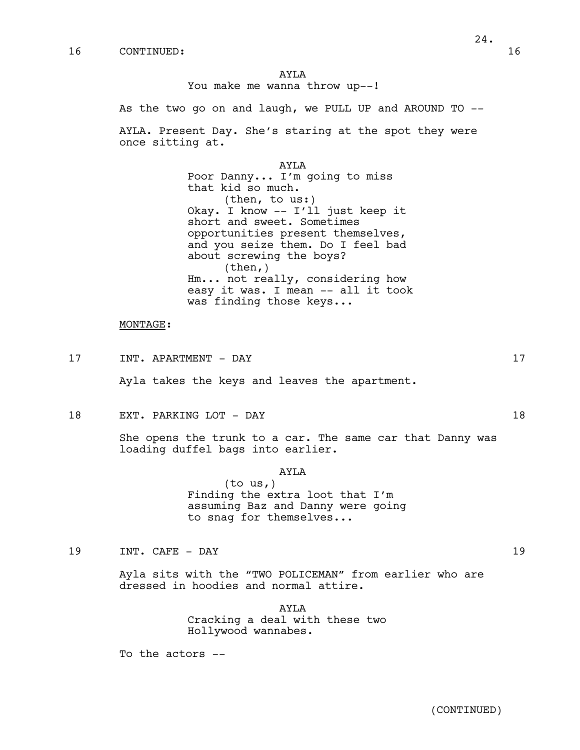16 CONTINUED: 16

AYLA
You make me wanna throw up--!

As the two go on and laugh, we PULL UP and AROUND TO --

AYLA. Present Day. She's staring at the spot they were once sitting at.

AYLA
Poor Danny... I'm going to miss that kid so much.
(then, to us:)
Okay. I know -- I'll just keep it short and sweet. Sometimes opportunities present themselves, and you seize them. Do I feel bad about screwing the boys?
(then,)
Hm... not really, considering how easy it was. I mean -- all it took was finding those keys...

MONTAGE:

17 INT. APARTMENT - DAY 17

Ayla takes the keys and leaves the apartment.

18 EXT. PARKING LOT - DAY 18

She opens the trunk to a car. The same car that Danny was loading duffel bags into earlier.

AYLA
(to us,)
Finding the extra loot that I'm assuming Baz and Danny were going to snag for themselves...

19 INT. CAFE - DAY 19

Ayla sits with the "TWO POLICEMAN" from earlier who are dressed in hoodies and normal attire.

AYLA
Cracking a deal with these two Hollywood wannabes.

To the actors --

(CONTINUED)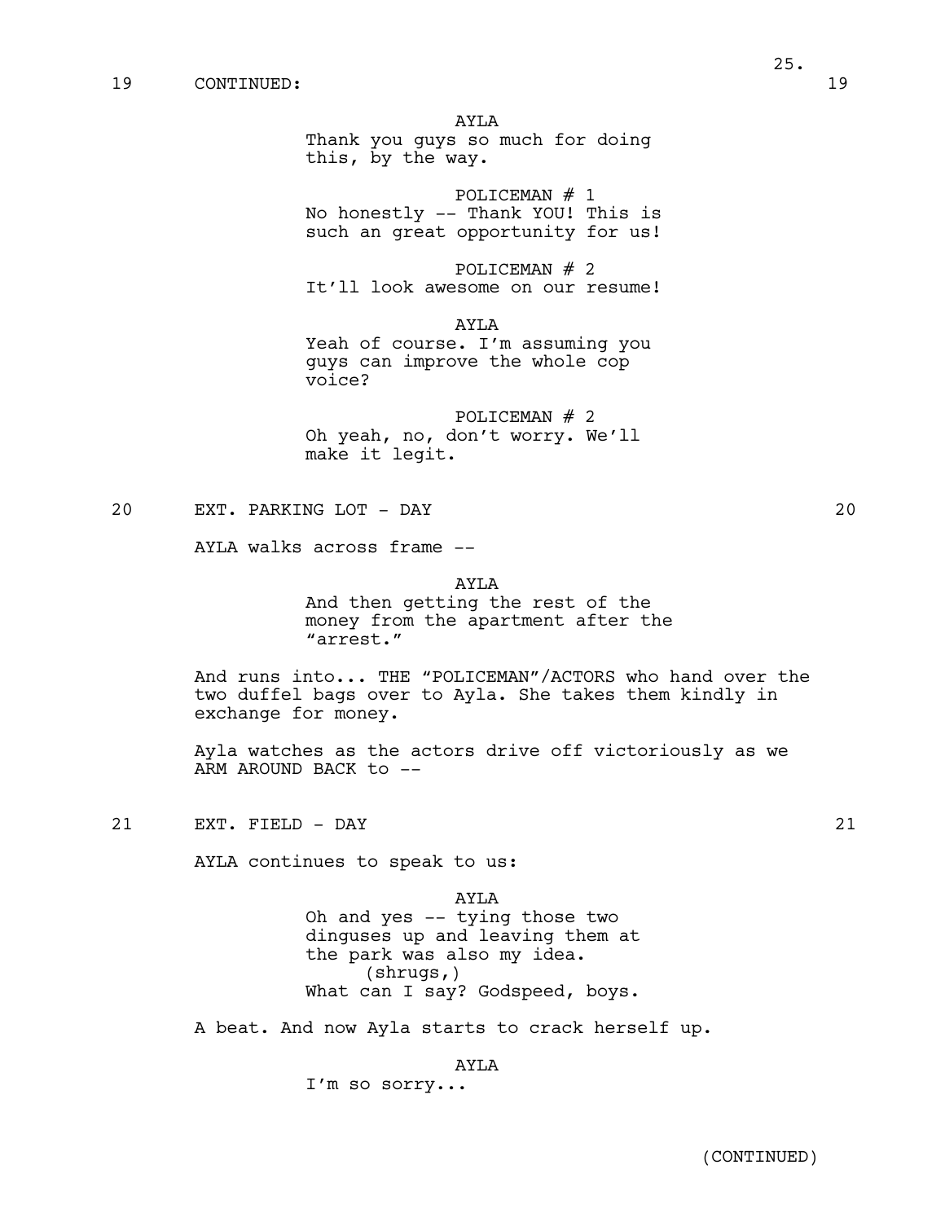19 CONTINUED: 19

AYLA
Thank you guys so much for doing this, by the way.

POLICEMAN # 1
No honestly -- Thank YOU! This is such an great opportunity for us!

POLICEMAN # 2
It'll look awesome on our resume!

AYLA
Yeah of course. I'm assuming you guys can improve the whole cop voice?

POLICEMAN # 2
Oh yeah, no, don't worry. We'll make it legit.

20 EXT. PARKING LOT - DAY 20

AYLA walks across frame --

AYLA
And then getting the rest of the money from the apartment after the "arrest."

And runs into... THE "POLICEMAN"/ACTORS who hand over the two duffel bags over to Ayla. She takes them kindly in exchange for money.

Ayla watches as the actors drive off victoriously as we ARM AROUND BACK to --

21 EXT. FIELD - DAY 21

AYLA continues to speak to us:

AYLA
Oh and yes -- tying those two dinguses up and leaving them at the park was also my idea.
(shrugs,)
What can I say? Godspeed, boys.

A beat. And now Ayla starts to crack herself up.

AYLA
I'm so sorry...

(CONTINUED)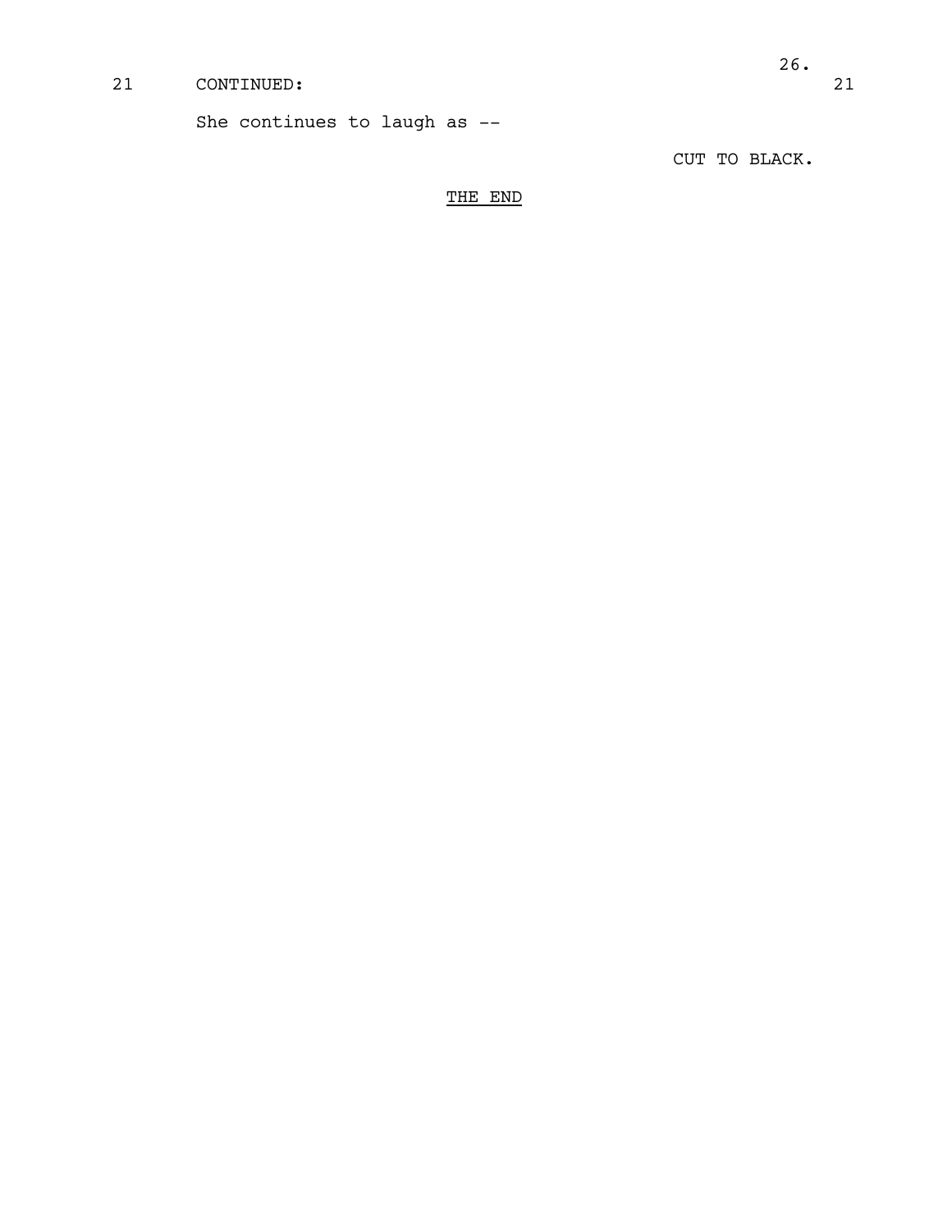21 CONTINUED: 21

She continues to laugh as --

CUT TO BLACK.

THE END